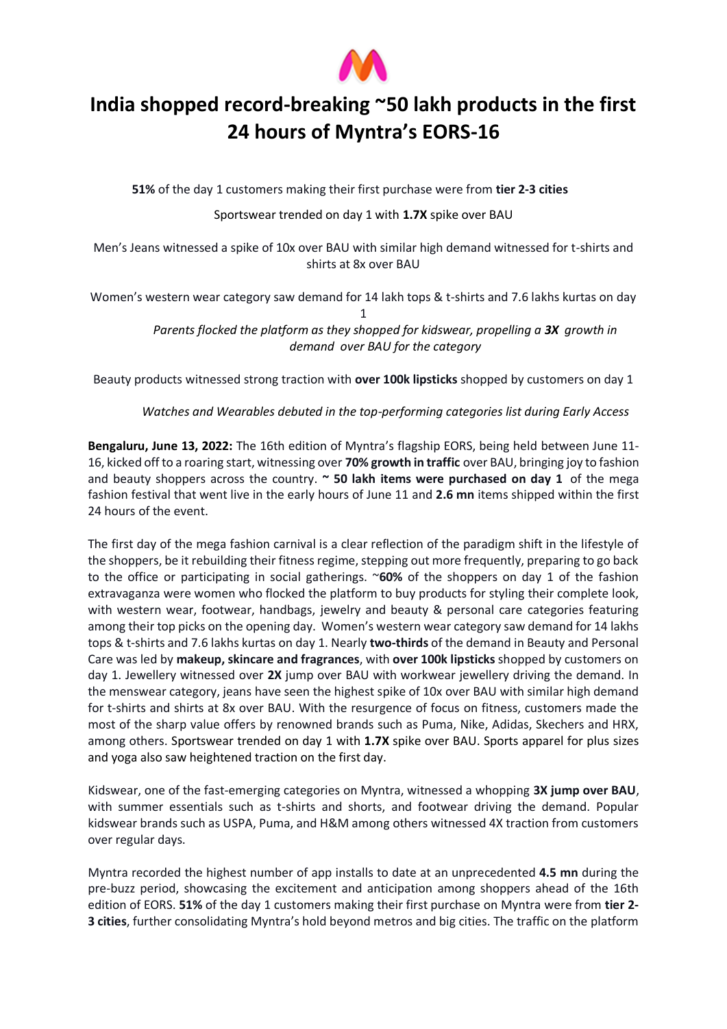# India shopped record-breaking ~50 lakh products in the first 24 hours of Myntra's EORS-16

**51%** of the day 1 customers making their first purchase were from **tier 2-3 cities**

Sportswear trended on day 1 with **1.7X** spike over BAU

Men's Jeans witnessed a spike of 10x over BAU with similar high demand witnessed for t-shirts and shirts at 8x over BAU

Women's western wear category saw demand for 14 lakh tops & t-shirts and 7.6 lakhs kurtas on day 1

*Parents flocked the platform as they shopped for kidswear, propelling a **3X** growth in demand over BAU for the category*

Beauty products witnessed strong traction with **over 100k lipsticks** shopped by customers on day 1

*Watches and Wearables debuted in the top-performing categories list during Early Access*

**Bengaluru, June 13, 2022:** The 16th edition of Myntra's flagship EORS, being held between June 11-16, kicked off to a roaring start, witnessing over **70% growth in traffic** over BAU, bringing joy to fashion and beauty shoppers across the country. **~ 50 lakh items were purchased on day 1** of the mega fashion festival that went live in the early hours of June 11 and **2.6 mn** items shipped within the first 24 hours of the event.

The first day of the mega fashion carnival is a clear reflection of the paradigm shift in the lifestyle of the shoppers, be it rebuilding their fitness regime, stepping out more frequently, preparing to go back to the office or participating in social gatherings. ~**60%** of the shoppers on day 1 of the fashion extravaganza were women who flocked the platform to buy products for styling their complete look, with western wear, footwear, handbags, jewelry and beauty & personal care categories featuring among their top picks on the opening day. Women's western wear category saw demand for 14 lakhs tops & t-shirts and 7.6 lakhs kurtas on day 1. Nearly **two-thirds** of the demand in Beauty and Personal Care was led by **makeup, skincare and fragrances**, with **over 100k lipsticks** shopped by customers on day 1. Jewellery witnessed over **2X** jump over BAU with workwear jewellery driving the demand. In the menswear category, jeans have seen the highest spike of 10x over BAU with similar high demand for t-shirts and shirts at 8x over BAU. With the resurgence of focus on fitness, customers made the most of the sharp value offers by renowned brands such as Puma, Nike, Adidas, Skechers and HRX, among others. Sportswear trended on day 1 with **1.7X** spike over BAU. Sports apparel for plus sizes and yoga also saw heightened traction on the first day.

Kidswear, one of the fast-emerging categories on Myntra, witnessed a whopping **3X jump over BAU**, with summer essentials such as t-shirts and shorts, and footwear driving the demand. Popular kidswear brands such as USPA, Puma, and H&M among others witnessed 4X traction from customers over regular days.

Myntra recorded the highest number of app installs to date at an unprecedented **4.5 mn** during the pre-buzz period, showcasing the excitement and anticipation among shoppers ahead of the 16th edition of EORS. **51%** of the day 1 customers making their first purchase on Myntra were from **tier 2-3 cities**, further consolidating Myntra's hold beyond metros and big cities. The traffic on the platform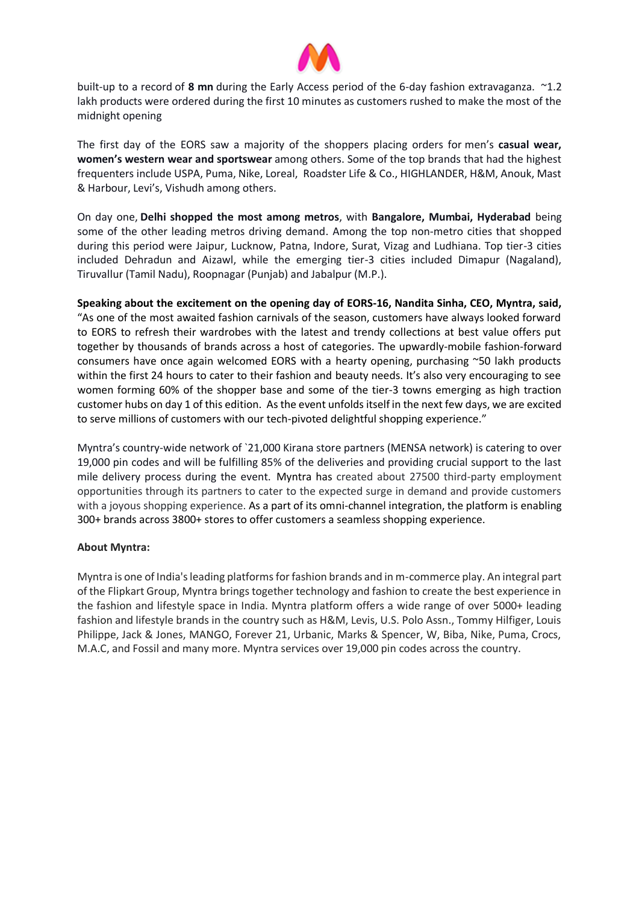built-up to a record of **8 mn** during the Early Access period of the 6-day fashion extravaganza. ~1.2 lakh products were ordered during the first 10 minutes as customers rushed to make the most of the midnight opening

The first day of the EORS saw a majority of the shoppers placing orders for men's **casual wear, women's western wear and sportswear** among others. Some of the top brands that had the highest frequenters include USPA, Puma, Nike, Loreal, Roadster Life & Co., HIGHLANDER, H&M, Anouk, Mast & Harbour, Levi's, Vishudh among others.

On day one, **Delhi shopped the most among metros**, with **Bangalore, Mumbai, Hyderabad** being some of the other leading metros driving demand. Among the top non-metro cities that shopped during this period were Jaipur, Lucknow, Patna, Indore, Surat, Vizag and Ludhiana. Top tier-3 cities included Dehradun and Aizawl, while the emerging tier-3 cities included Dimapur (Nagaland), Tiruvallur (Tamil Nadu), Roopnagar (Punjab) and Jabalpur (M.P.).

**Speaking about the excitement on the opening day of EORS-16, Nandita Sinha, CEO, Myntra, said,** "As one of the most awaited fashion carnivals of the season, customers have always looked forward to EORS to refresh their wardrobes with the latest and trendy collections at best value offers put together by thousands of brands across a host of categories. The upwardly-mobile fashion-forward consumers have once again welcomed EORS with a hearty opening, purchasing ~50 lakh products within the first 24 hours to cater to their fashion and beauty needs. It's also very encouraging to see women forming 60% of the shopper base and some of the tier-3 towns emerging as high traction customer hubs on day 1 of this edition. As the event unfolds itself in the next few days, we are excited to serve millions of customers with our tech-pivoted delightful shopping experience."

Myntra's country-wide network of `21,000 Kirana store partners (MENSA network) is catering to over 19,000 pin codes and will be fulfilling 85% of the deliveries and providing crucial support to the last mile delivery process during the event. Myntra has created about 27500 third-party employment opportunities through its partners to cater to the expected surge in demand and provide customers with a joyous shopping experience. As a part of its omni-channel integration, the platform is enabling 300+ brands across 3800+ stores to offer customers a seamless shopping experience.

**About Myntra:**

Myntra is one of India's leading platforms for fashion brands and in m-commerce play. An integral part of the Flipkart Group, Myntra brings together technology and fashion to create the best experience in the fashion and lifestyle space in India. Myntra platform offers a wide range of over 5000+ leading fashion and lifestyle brands in the country such as H&M, Levis, U.S. Polo Assn., Tommy Hilfiger, Louis Philippe, Jack & Jones, MANGO, Forever 21, Urbanic, Marks & Spencer, W, Biba, Nike, Puma, Crocs, M.A.C, and Fossil and many more. Myntra services over 19,000 pin codes across the country.